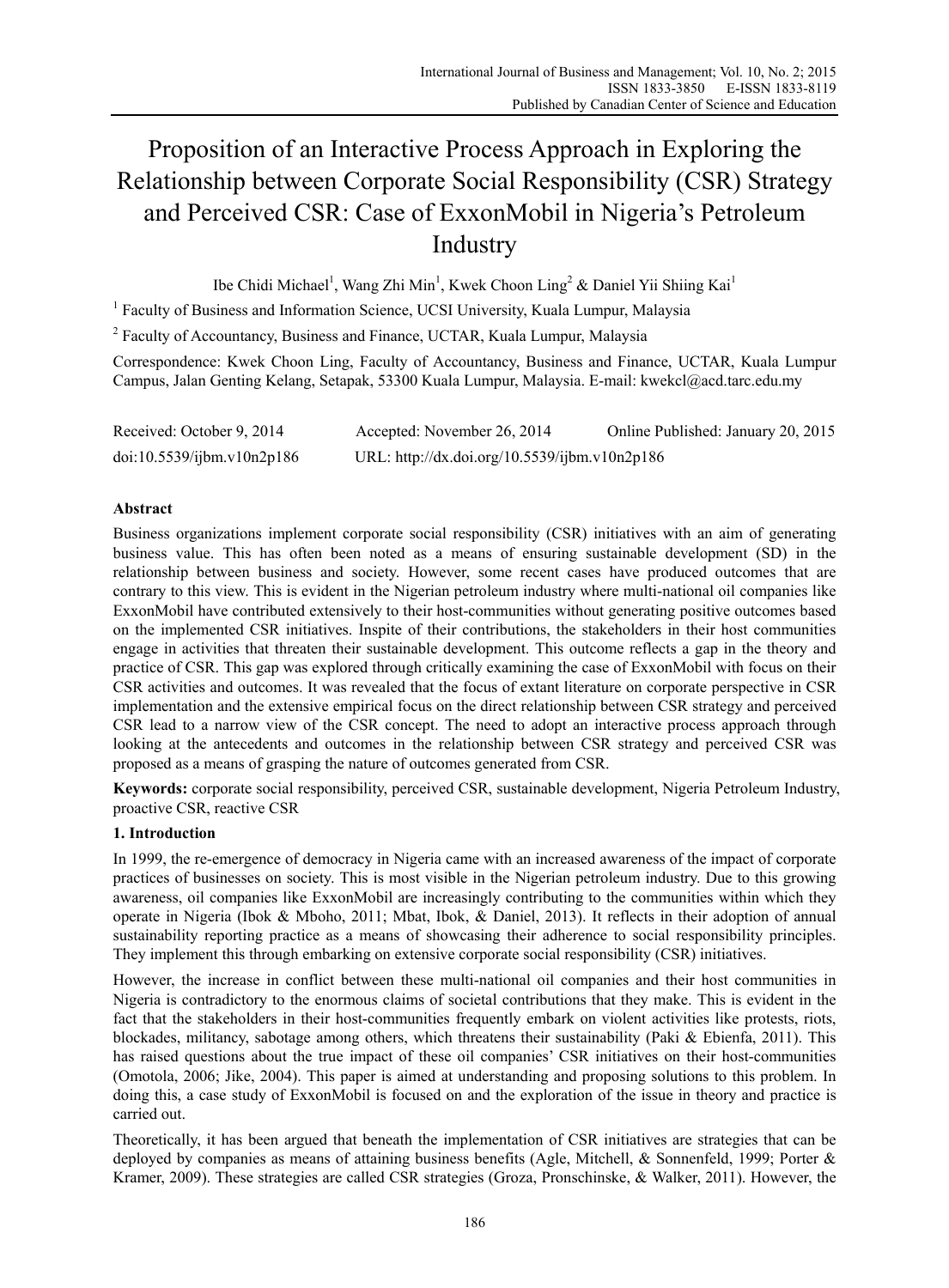# Proposition of an Interactive Process Approach in Exploring the Relationship between Corporate Social Responsibility (CSR) Strategy and Perceived CSR: Case of ExxonMobil in Nigeria's Petroleum Industry

Ibe Chidi Michael[1], Wang Zhi Min[1], Kwek Choon Ling[2] & Daniel Yii Shiing Kai[1]

[1] Faculty of Business and Information Science, UCSI University, Kuala Lumpur, Malaysia

[2] Faculty of Accountancy, Business and Finance, UCTAR, Kuala Lumpur, Malaysia

Correspondence: Kwek Choon Ling, Faculty of Accountancy, Business and Finance, UCTAR, Kuala Lumpur Campus, Jalan Genting Kelang, Setapak, 53300 Kuala Lumpur, Malaysia. E-mail: kwekcl@acd.tarc.edu.my

Received: October 9, 2014 Accepted: November 26, 2014 Online Published: January 20, 2015

doi:10.5539/ijbm.v10n2p186 URL: http://dx.doi.org/10.5539/ijbm.v10n2p186

## Abstract

Business organizations implement corporate social responsibility (CSR) initiatives with an aim of generating business value. This has often been noted as a means of ensuring sustainable development (SD) in the relationship between business and society. However, some recent cases have produced outcomes that are contrary to this view. This is evident in the Nigerian petroleum industry where multi-national oil companies like ExxonMobil have contributed extensively to their host-communities without generating positive outcomes based on the implemented CSR initiatives. Inspite of their contributions, the stakeholders in their host communities engage in activities that threaten their sustainable development. This outcome reflects a gap in the theory and practice of CSR. This gap was explored through critically examining the case of ExxonMobil with focus on their CSR activities and outcomes. It was revealed that the focus of extant literature on corporate perspective in CSR implementation and the extensive empirical focus on the direct relationship between CSR strategy and perceived CSR lead to a narrow view of the CSR concept. The need to adopt an interactive process approach through looking at the antecedents and outcomes in the relationship between CSR strategy and perceived CSR was proposed as a means of grasping the nature of outcomes generated from CSR.

**Keywords:** corporate social responsibility, perceived CSR, sustainable development, Nigeria Petroleum Industry, proactive CSR, reactive CSR

## 1. Introduction

In 1999, the re-emergence of democracy in Nigeria came with an increased awareness of the impact of corporate practices of businesses on society. This is most visible in the Nigerian petroleum industry. Due to this growing awareness, oil companies like ExxonMobil are increasingly contributing to the communities within which they operate in Nigeria (Ibok & Mboho, 2011; Mbat, Ibok, & Daniel, 2013). It reflects in their adoption of annual sustainability reporting practice as a means of showcasing their adherence to social responsibility principles. They implement this through embarking on extensive corporate social responsibility (CSR) initiatives.

However, the increase in conflict between these multi-national oil companies and their host communities in Nigeria is contradictory to the enormous claims of societal contributions that they make. This is evident in the fact that the stakeholders in their host-communities frequently embark on violent activities like protests, riots, blockades, militancy, sabotage among others, which threatens their sustainability (Paki & Ebienfa, 2011). This has raised questions about the true impact of these oil companies' CSR initiatives on their host-communities (Omotola, 2006; Jike, 2004). This paper is aimed at understanding and proposing solutions to this problem. In doing this, a case study of ExxonMobil is focused on and the exploration of the issue in theory and practice is carried out.

Theoretically, it has been argued that beneath the implementation of CSR initiatives are strategies that can be deployed by companies as means of attaining business benefits (Agle, Mitchell, & Sonnenfeld, 1999; Porter & Kramer, 2009). These strategies are called CSR strategies (Groza, Pronschinske, & Walker, 2011). However, the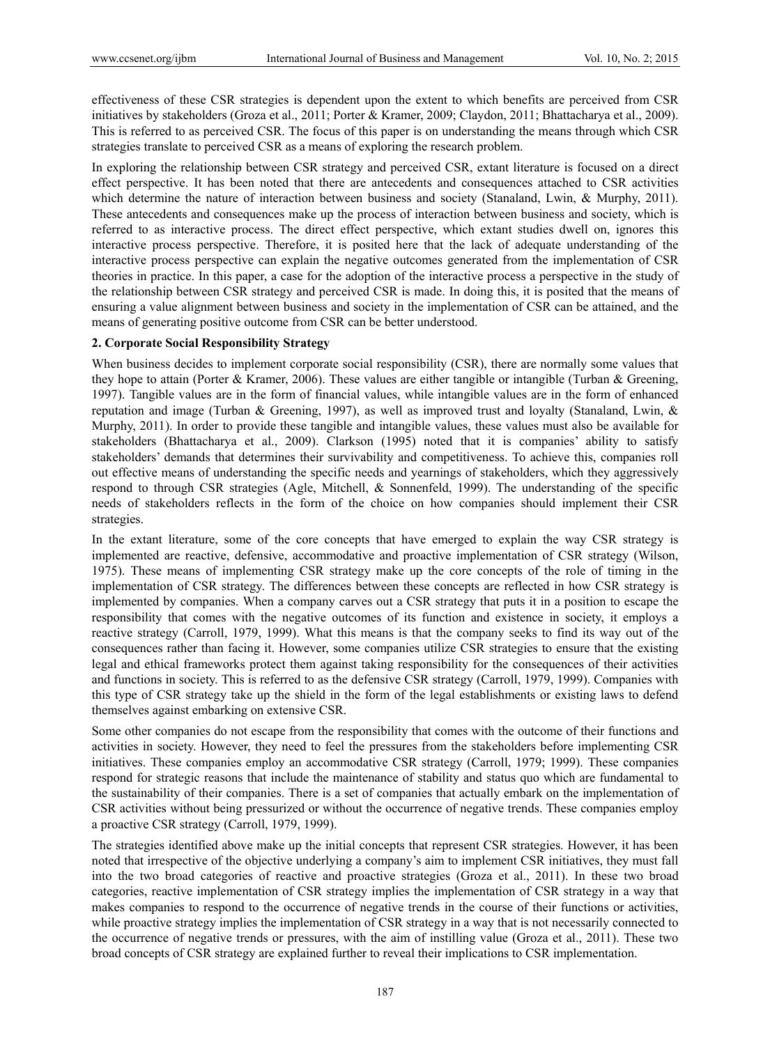effectiveness of these CSR strategies is dependent upon the extent to which benefits are perceived from CSR initiatives by stakeholders (Groza et al., 2011; Porter & Kramer, 2009; Claydon, 2011; Bhattacharya et al., 2009). This is referred to as perceived CSR. The focus of this paper is on understanding the means through which CSR strategies translate to perceived CSR as a means of exploring the research problem.

In exploring the relationship between CSR strategy and perceived CSR, extant literature is focused on a direct effect perspective. It has been noted that there are antecedents and consequences attached to CSR activities which determine the nature of interaction between business and society (Stanaland, Lwin, & Murphy, 2011). These antecedents and consequences make up the process of interaction between business and society, which is referred to as interactive process. The direct effect perspective, which extant studies dwell on, ignores this interactive process perspective. Therefore, it is posited here that the lack of adequate understanding of the interactive process perspective can explain the negative outcomes generated from the implementation of CSR theories in practice. In this paper, a case for the adoption of the interactive process a perspective in the study of the relationship between CSR strategy and perceived CSR is made. In doing this, it is posited that the means of ensuring a value alignment between business and society in the implementation of CSR can be attained, and the means of generating positive outcome from CSR can be better understood.

## 2. Corporate Social Responsibility Strategy

When business decides to implement corporate social responsibility (CSR), there are normally some values that they hope to attain (Porter & Kramer, 2006). These values are either tangible or intangible (Turban & Greening, 1997). Tangible values are in the form of financial values, while intangible values are in the form of enhanced reputation and image (Turban & Greening, 1997), as well as improved trust and loyalty (Stanaland, Lwin, & Murphy, 2011). In order to provide these tangible and intangible values, these values must also be available for stakeholders (Bhattacharya et al., 2009). Clarkson (1995) noted that it is companies' ability to satisfy stakeholders' demands that determines their survivability and competitiveness. To achieve this, companies roll out effective means of understanding the specific needs and yearnings of stakeholders, which they aggressively respond to through CSR strategies (Agle, Mitchell, & Sonnenfeld, 1999). The understanding of the specific needs of stakeholders reflects in the form of the choice on how companies should implement their CSR strategies.

In the extant literature, some of the core concepts that have emerged to explain the way CSR strategy is implemented are reactive, defensive, accommodative and proactive implementation of CSR strategy (Wilson, 1975). These means of implementing CSR strategy make up the core concepts of the role of timing in the implementation of CSR strategy. The differences between these concepts are reflected in how CSR strategy is implemented by companies. When a company carves out a CSR strategy that puts it in a position to escape the responsibility that comes with the negative outcomes of its function and existence in society, it employs a reactive strategy (Carroll, 1979, 1999). What this means is that the company seeks to find its way out of the consequences rather than facing it. However, some companies utilize CSR strategies to ensure that the existing legal and ethical frameworks protect them against taking responsibility for the consequences of their activities and functions in society. This is referred to as the defensive CSR strategy (Carroll, 1979, 1999). Companies with this type of CSR strategy take up the shield in the form of the legal establishments or existing laws to defend themselves against embarking on extensive CSR.

Some other companies do not escape from the responsibility that comes with the outcome of their functions and activities in society. However, they need to feel the pressures from the stakeholders before implementing CSR initiatives. These companies employ an accommodative CSR strategy (Carroll, 1979; 1999). These companies respond for strategic reasons that include the maintenance of stability and status quo which are fundamental to the sustainability of their companies. There is a set of companies that actually embark on the implementation of CSR activities without being pressurized or without the occurrence of negative trends. These companies employ a proactive CSR strategy (Carroll, 1979, 1999).

The strategies identified above make up the initial concepts that represent CSR strategies. However, it has been noted that irrespective of the objective underlying a company's aim to implement CSR initiatives, they must fall into the two broad categories of reactive and proactive strategies (Groza et al., 2011). In these two broad categories, reactive implementation of CSR strategy implies the implementation of CSR strategy in a way that makes companies to respond to the occurrence of negative trends in the course of their functions or activities, while proactive strategy implies the implementation of CSR strategy in a way that is not necessarily connected to the occurrence of negative trends or pressures, with the aim of instilling value (Groza et al., 2011). These two broad concepts of CSR strategy are explained further to reveal their implications to CSR implementation.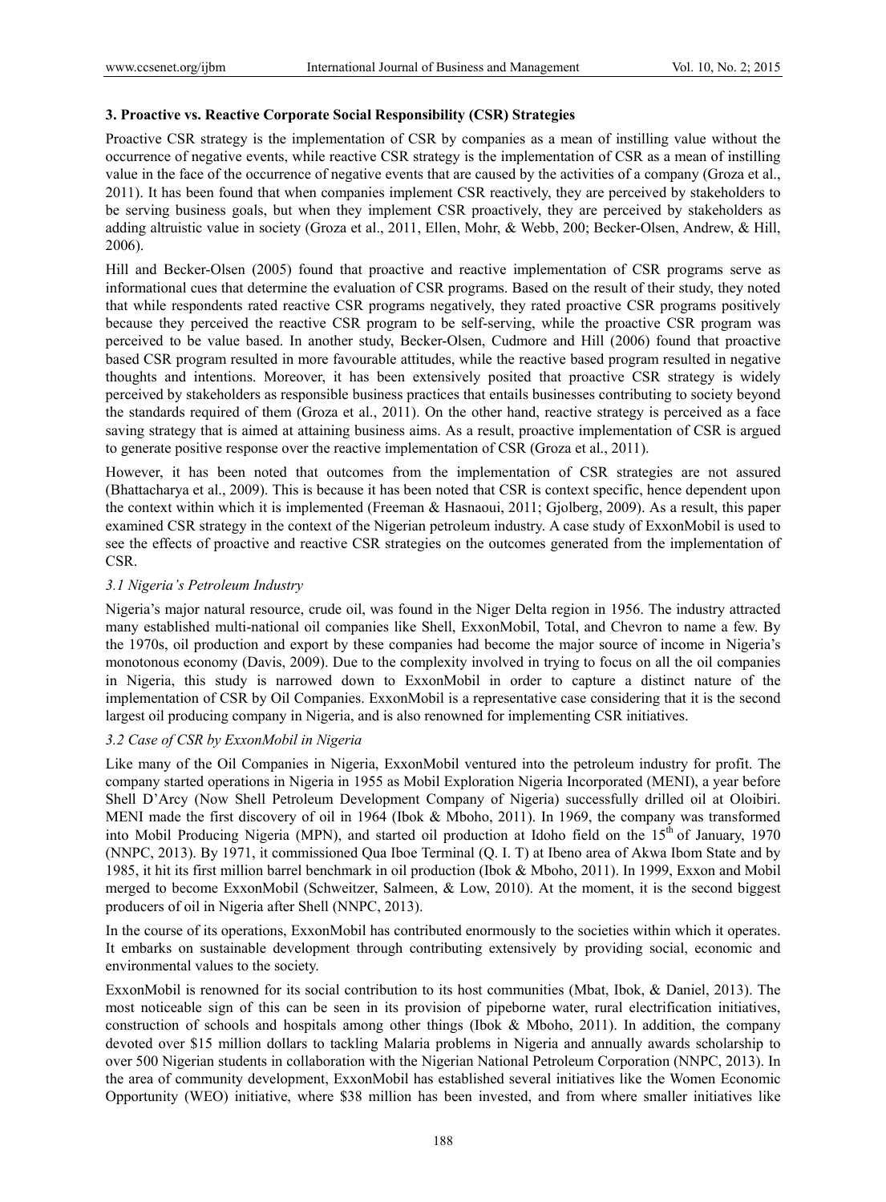## 3. Proactive vs. Reactive Corporate Social Responsibility (CSR) Strategies

Proactive CSR strategy is the implementation of CSR by companies as a mean of instilling value without the occurrence of negative events, while reactive CSR strategy is the implementation of CSR as a mean of instilling value in the face of the occurrence of negative events that are caused by the activities of a company (Groza et al., 2011). It has been found that when companies implement CSR reactively, they are perceived by stakeholders to be serving business goals, but when they implement CSR proactively, they are perceived by stakeholders as adding altruistic value in society (Groza et al., 2011, Ellen, Mohr, & Webb, 200; Becker-Olsen, Andrew, & Hill, 2006).

Hill and Becker-Olsen (2005) found that proactive and reactive implementation of CSR programs serve as informational cues that determine the evaluation of CSR programs. Based on the result of their study, they noted that while respondents rated reactive CSR programs negatively, they rated proactive CSR programs positively because they perceived the reactive CSR program to be self-serving, while the proactive CSR program was perceived to be value based. In another study, Becker-Olsen, Cudmore and Hill (2006) found that proactive based CSR program resulted in more favourable attitudes, while the reactive based program resulted in negative thoughts and intentions. Moreover, it has been extensively posited that proactive CSR strategy is widely perceived by stakeholders as responsible business practices that entails businesses contributing to society beyond the standards required of them (Groza et al., 2011). On the other hand, reactive strategy is perceived as a face saving strategy that is aimed at attaining business aims. As a result, proactive implementation of CSR is argued to generate positive response over the reactive implementation of CSR (Groza et al., 2011).

However, it has been noted that outcomes from the implementation of CSR strategies are not assured (Bhattacharya et al., 2009). This is because it has been noted that CSR is context specific, hence dependent upon the context within which it is implemented (Freeman & Hasnaoui, 2011; Gjolberg, 2009). As a result, this paper examined CSR strategy in the context of the Nigerian petroleum industry. A case study of ExxonMobil is used to see the effects of proactive and reactive CSR strategies on the outcomes generated from the implementation of CSR.

### *3.1 Nigeria's Petroleum Industry*

Nigeria's major natural resource, crude oil, was found in the Niger Delta region in 1956. The industry attracted many established multi-national oil companies like Shell, ExxonMobil, Total, and Chevron to name a few. By the 1970s, oil production and export by these companies had become the major source of income in Nigeria's monotonous economy (Davis, 2009). Due to the complexity involved in trying to focus on all the oil companies in Nigeria, this study is narrowed down to ExxonMobil in order to capture a distinct nature of the implementation of CSR by Oil Companies. ExxonMobil is a representative case considering that it is the second largest oil producing company in Nigeria, and is also renowned for implementing CSR initiatives.

### *3.2 Case of CSR by ExxonMobil in Nigeria*

Like many of the Oil Companies in Nigeria, ExxonMobil ventured into the petroleum industry for profit. The company started operations in Nigeria in 1955 as Mobil Exploration Nigeria Incorporated (MENI), a year before Shell D'Arcy (Now Shell Petroleum Development Company of Nigeria) successfully drilled oil at Oloibiri. MENI made the first discovery of oil in 1964 (Ibok & Mboho, 2011). In 1969, the company was transformed into Mobil Producing Nigeria (MPN), and started oil production at Idoho field on the 15th of January, 1970 (NNPC, 2013). By 1971, it commissioned Qua Iboe Terminal (Q. I. T) at Ibeno area of Akwa Ibom State and by 1985, it hit its first million barrel benchmark in oil production (Ibok & Mboho, 2011). In 1999, Exxon and Mobil merged to become ExxonMobil (Schweitzer, Salmeen, & Low, 2010). At the moment, it is the second biggest producers of oil in Nigeria after Shell (NNPC, 2013).

In the course of its operations, ExxonMobil has contributed enormously to the societies within which it operates. It embarks on sustainable development through contributing extensively by providing social, economic and environmental values to the society.

ExxonMobil is renowned for its social contribution to its host communities (Mbat, Ibok, & Daniel, 2013). The most noticeable sign of this can be seen in its provision of pipeborne water, rural electrification initiatives, construction of schools and hospitals among other things (Ibok & Mboho, 2011). In addition, the company devoted over $15 million dollars to tackling Malaria problems in Nigeria and annually awards scholarship to over 500 Nigerian students in collaboration with the Nigerian National Petroleum Corporation (NNPC, 2013). In the area of community development, ExxonMobil has established several initiatives like the Women Economic Opportunity (WEO) initiative, where $38 million has been invested, and from where smaller initiatives like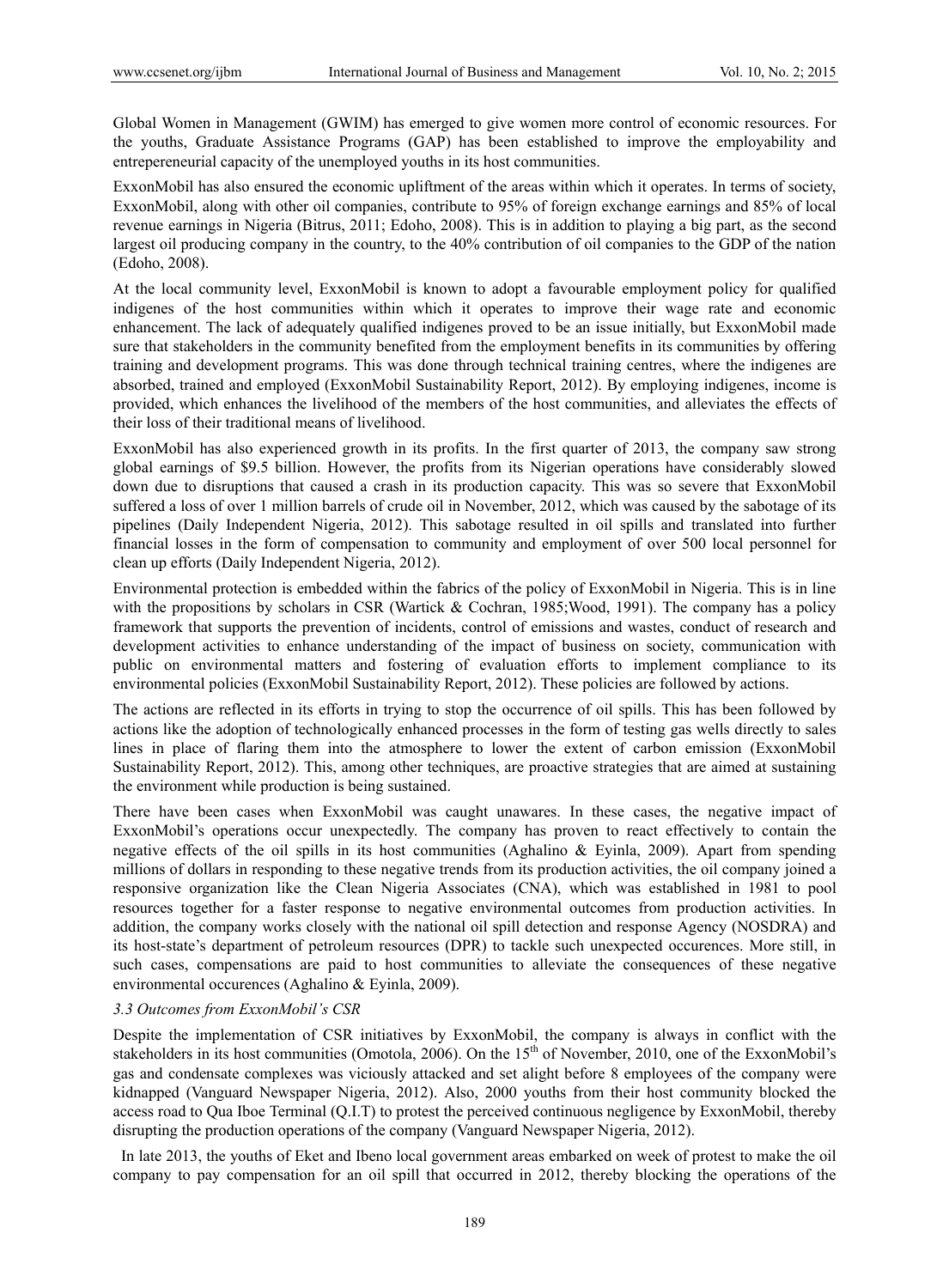Global Women in Management (GWIM) has emerged to give women more control of economic resources. For the youths, Graduate Assistance Programs (GAP) has been established to improve the employability and entrepereneurial capacity of the unemployed youths in its host communities.

ExxonMobil has also ensured the economic upliftment of the areas within which it operates. In terms of society, ExxonMobil, along with other oil companies, contribute to 95% of foreign exchange earnings and 85% of local revenue earnings in Nigeria (Bitrus, 2011; Edoho, 2008). This is in addition to playing a big part, as the second largest oil producing company in the country, to the 40% contribution of oil companies to the GDP of the nation (Edoho, 2008).

At the local community level, ExxonMobil is known to adopt a favourable employment policy for qualified indigenes of the host communities within which it operates to improve their wage rate and economic enhancement. The lack of adequately qualified indigenes proved to be an issue initially, but ExxonMobil made sure that stakeholders in the community benefited from the employment benefits in its communities by offering training and development programs. This was done through technical training centres, where the indigenes are absorbed, trained and employed (ExxonMobil Sustainability Report, 2012). By employing indigenes, income is provided, which enhances the livelihood of the members of the host communities, and alleviates the effects of their loss of their traditional means of livelihood.

ExxonMobil has also experienced growth in its profits. In the first quarter of 2013, the company saw strong global earnings of $9.5 billion. However, the profits from its Nigerian operations have considerably slowed down due to disruptions that caused a crash in its production capacity. This was so severe that ExxonMobil suffered a loss of over 1 million barrels of crude oil in November, 2012, which was caused by the sabotage of its pipelines (Daily Independent Nigeria, 2012). This sabotage resulted in oil spills and translated into further financial losses in the form of compensation to community and employment of over 500 local personnel for clean up efforts (Daily Independent Nigeria, 2012).

Environmental protection is embedded within the fabrics of the policy of ExxonMobil in Nigeria. This is in line with the propositions by scholars in CSR (Wartick & Cochran, 1985;Wood, 1991). The company has a policy framework that supports the prevention of incidents, control of emissions and wastes, conduct of research and development activities to enhance understanding of the impact of business on society, communication with public on environmental matters and fostering of evaluation efforts to implement compliance to its environmental policies (ExxonMobil Sustainability Report, 2012). These policies are followed by actions.

The actions are reflected in its efforts in trying to stop the occurrence of oil spills. This has been followed by actions like the adoption of technologically enhanced processes in the form of testing gas wells directly to sales lines in place of flaring them into the atmosphere to lower the extent of carbon emission (ExxonMobil Sustainability Report, 2012). This, among other techniques, are proactive strategies that are aimed at sustaining the environment while production is being sustained.

There have been cases when ExxonMobil was caught unawares. In these cases, the negative impact of ExxonMobil's operations occur unexpectedly. The company has proven to react effectively to contain the negative effects of the oil spills in its host communities (Aghalino & Eyinla, 2009). Apart from spending millions of dollars in responding to these negative trends from its production activities, the oil company joined a responsive organization like the Clean Nigeria Associates (CNA), which was established in 1981 to pool resources together for a faster response to negative environmental outcomes from production activities. In addition, the company works closely with the national oil spill detection and response Agency (NOSDRA) and its host-state's department of petroleum resources (DPR) to tackle such unexpected occurences. More still, in such cases, compensations are paid to host communities to alleviate the consequences of these negative environmental occurences (Aghalino & Eyinla, 2009).

### 3.3 Outcomes from ExxonMobil's CSR

Despite the implementation of CSR initiatives by ExxonMobil, the company is always in conflict with the stakeholders in its host communities (Omotola, 2006). On the 15th of November, 2010, one of the ExxonMobil's gas and condensate complexes was viciously attacked and set alight before 8 employees of the company were kidnapped (Vanguard Newspaper Nigeria, 2012). Also, 2000 youths from their host community blocked the access road to Qua Iboe Terminal (Q.I.T) to protest the perceived continuous negligence by ExxonMobil, thereby disrupting the production operations of the company (Vanguard Newspaper Nigeria, 2012).

In late 2013, the youths of Eket and Ibeno local government areas embarked on week of protest to make the oil company to pay compensation for an oil spill that occurred in 2012, thereby blocking the operations of the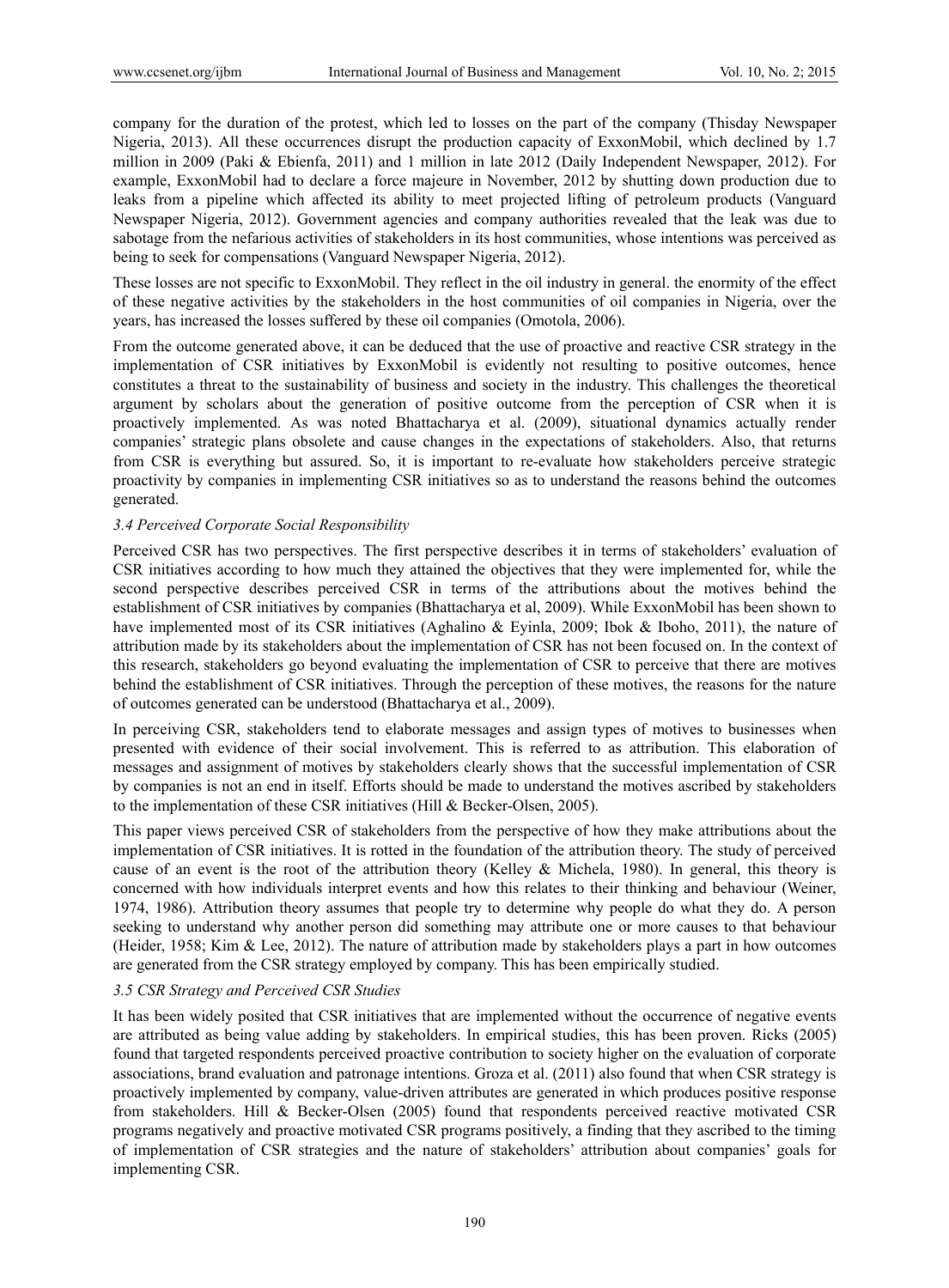company for the duration of the protest, which led to losses on the part of the company (Thisday Newspaper Nigeria, 2013). All these occurrences disrupt the production capacity of ExxonMobil, which declined by 1.7 million in 2009 (Paki & Ebienfa, 2011) and 1 million in late 2012 (Daily Independent Newspaper, 2012). For example, ExxonMobil had to declare a force majeure in November, 2012 by shutting down production due to leaks from a pipeline which affected its ability to meet projected lifting of petroleum products (Vanguard Newspaper Nigeria, 2012). Government agencies and company authorities revealed that the leak was due to sabotage from the nefarious activities of stakeholders in its host communities, whose intentions was perceived as being to seek for compensations (Vanguard Newspaper Nigeria, 2012).

These losses are not specific to ExxonMobil. They reflect in the oil industry in general. the enormity of the effect of these negative activities by the stakeholders in the host communities of oil companies in Nigeria, over the years, has increased the losses suffered by these oil companies (Omotola, 2006).

From the outcome generated above, it can be deduced that the use of proactive and reactive CSR strategy in the implementation of CSR initiatives by ExxonMobil is evidently not resulting to positive outcomes, hence constitutes a threat to the sustainability of business and society in the industry. This challenges the theoretical argument by scholars about the generation of positive outcome from the perception of CSR when it is proactively implemented. As was noted Bhattacharya et al. (2009), situational dynamics actually render companies' strategic plans obsolete and cause changes in the expectations of stakeholders. Also, that returns from CSR is everything but assured. So, it is important to re-evaluate how stakeholders perceive strategic proactivity by companies in implementing CSR initiatives so as to understand the reasons behind the outcomes generated.

### 3.4 Perceived Corporate Social Responsibility

Perceived CSR has two perspectives. The first perspective describes it in terms of stakeholders' evaluation of CSR initiatives according to how much they attained the objectives that they were implemented for, while the second perspective describes perceived CSR in terms of the attributions about the motives behind the establishment of CSR initiatives by companies (Bhattacharya et al, 2009). While ExxonMobil has been shown to have implemented most of its CSR initiatives (Aghalino & Eyinla, 2009; Ibok & Iboho, 2011), the nature of attribution made by its stakeholders about the implementation of CSR has not been focused on. In the context of this research, stakeholders go beyond evaluating the implementation of CSR to perceive that there are motives behind the establishment of CSR initiatives. Through the perception of these motives, the reasons for the nature of outcomes generated can be understood (Bhattacharya et al., 2009).

In perceiving CSR, stakeholders tend to elaborate messages and assign types of motives to businesses when presented with evidence of their social involvement. This is referred to as attribution. This elaboration of messages and assignment of motives by stakeholders clearly shows that the successful implementation of CSR by companies is not an end in itself. Efforts should be made to understand the motives ascribed by stakeholders to the implementation of these CSR initiatives (Hill & Becker-Olsen, 2005).

This paper views perceived CSR of stakeholders from the perspective of how they make attributions about the implementation of CSR initiatives. It is rotted in the foundation of the attribution theory. The study of perceived cause of an event is the root of the attribution theory (Kelley & Michela, 1980). In general, this theory is concerned with how individuals interpret events and how this relates to their thinking and behaviour (Weiner, 1974, 1986). Attribution theory assumes that people try to determine why people do what they do. A person seeking to understand why another person did something may attribute one or more causes to that behaviour (Heider, 1958; Kim & Lee, 2012). The nature of attribution made by stakeholders plays a part in how outcomes are generated from the CSR strategy employed by company. This has been empirically studied.

### 3.5 CSR Strategy and Perceived CSR Studies

It has been widely posited that CSR initiatives that are implemented without the occurrence of negative events are attributed as being value adding by stakeholders. In empirical studies, this has been proven. Ricks (2005) found that targeted respondents perceived proactive contribution to society higher on the evaluation of corporate associations, brand evaluation and patronage intentions. Groza et al. (2011) also found that when CSR strategy is proactively implemented by company, value-driven attributes are generated in which produces positive response from stakeholders. Hill & Becker-Olsen (2005) found that respondents perceived reactive motivated CSR programs negatively and proactive motivated CSR programs positively, a finding that they ascribed to the timing of implementation of CSR strategies and the nature of stakeholders' attribution about companies' goals for implementing CSR.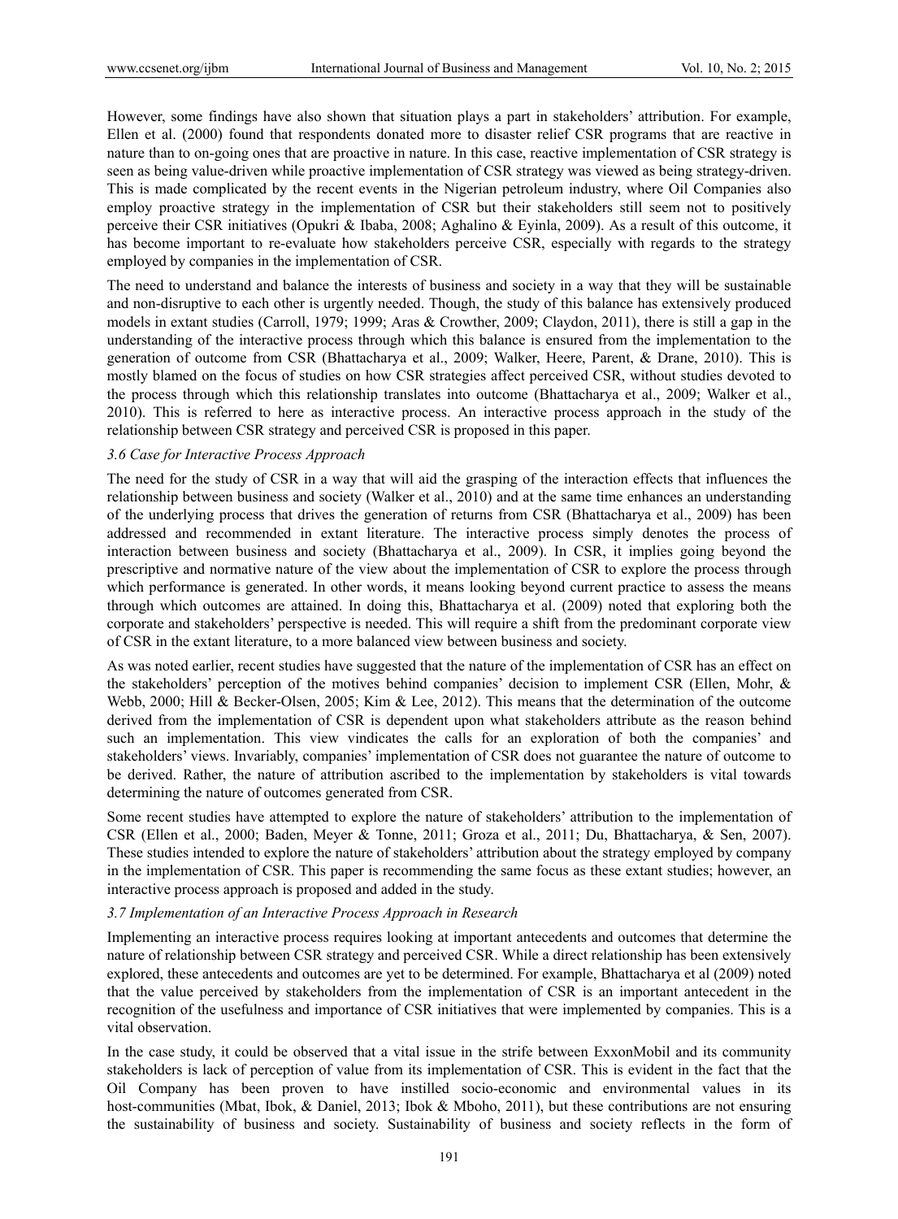However, some findings have also shown that situation plays a part in stakeholders' attribution. For example, Ellen et al. (2000) found that respondents donated more to disaster relief CSR programs that are reactive in nature than to on-going ones that are proactive in nature. In this case, reactive implementation of CSR strategy is seen as being value-driven while proactive implementation of CSR strategy was viewed as being strategy-driven. This is made complicated by the recent events in the Nigerian petroleum industry, where Oil Companies also employ proactive strategy in the implementation of CSR but their stakeholders still seem not to positively perceive their CSR initiatives (Opukri & Ibaba, 2008; Aghalino & Eyinla, 2009). As a result of this outcome, it has become important to re-evaluate how stakeholders perceive CSR, especially with regards to the strategy employed by companies in the implementation of CSR.

The need to understand and balance the interests of business and society in a way that they will be sustainable and non-disruptive to each other is urgently needed. Though, the study of this balance has extensively produced models in extant studies (Carroll, 1979; 1999; Aras & Crowther, 2009; Claydon, 2011), there is still a gap in the understanding of the interactive process through which this balance is ensured from the implementation to the generation of outcome from CSR (Bhattacharya et al., 2009; Walker, Heere, Parent, & Drane, 2010). This is mostly blamed on the focus of studies on how CSR strategies affect perceived CSR, without studies devoted to the process through which this relationship translates into outcome (Bhattacharya et al., 2009; Walker et al., 2010). This is referred to here as interactive process. An interactive process approach in the study of the relationship between CSR strategy and perceived CSR is proposed in this paper.

### *3.6 Case for Interactive Process Approach*

The need for the study of CSR in a way that will aid the grasping of the interaction effects that influences the relationship between business and society (Walker et al., 2010) and at the same time enhances an understanding of the underlying process that drives the generation of returns from CSR (Bhattacharya et al., 2009) has been addressed and recommended in extant literature. The interactive process simply denotes the process of interaction between business and society (Bhattacharya et al., 2009). In CSR, it implies going beyond the prescriptive and normative nature of the view about the implementation of CSR to explore the process through which performance is generated. In other words, it means looking beyond current practice to assess the means through which outcomes are attained. In doing this, Bhattacharya et al. (2009) noted that exploring both the corporate and stakeholders' perspective is needed. This will require a shift from the predominant corporate view of CSR in the extant literature, to a more balanced view between business and society.

As was noted earlier, recent studies have suggested that the nature of the implementation of CSR has an effect on the stakeholders' perception of the motives behind companies' decision to implement CSR (Ellen, Mohr, & Webb, 2000; Hill & Becker-Olsen, 2005; Kim & Lee, 2012). This means that the determination of the outcome derived from the implementation of CSR is dependent upon what stakeholders attribute as the reason behind such an implementation. This view vindicates the calls for an exploration of both the companies' and stakeholders' views. Invariably, companies' implementation of CSR does not guarantee the nature of outcome to be derived. Rather, the nature of attribution ascribed to the implementation by stakeholders is vital towards determining the nature of outcomes generated from CSR.

Some recent studies have attempted to explore the nature of stakeholders' attribution to the implementation of CSR (Ellen et al., 2000; Baden, Meyer & Tonne, 2011; Groza et al., 2011; Du, Bhattacharya, & Sen, 2007). These studies intended to explore the nature of stakeholders' attribution about the strategy employed by company in the implementation of CSR. This paper is recommending the same focus as these extant studies; however, an interactive process approach is proposed and added in the study.

### *3.7 Implementation of an Interactive Process Approach in Research*

Implementing an interactive process requires looking at important antecedents and outcomes that determine the nature of relationship between CSR strategy and perceived CSR. While a direct relationship has been extensively explored, these antecedents and outcomes are yet to be determined. For example, Bhattacharya et al (2009) noted that the value perceived by stakeholders from the implementation of CSR is an important antecedent in the recognition of the usefulness and importance of CSR initiatives that were implemented by companies. This is a vital observation.

In the case study, it could be observed that a vital issue in the strife between ExxonMobil and its community stakeholders is lack of perception of value from its implementation of CSR. This is evident in the fact that the Oil Company has been proven to have instilled socio-economic and environmental values in its host-communities (Mbat, Ibok, & Daniel, 2013; Ibok & Mboho, 2011), but these contributions are not ensuring the sustainability of business and society. Sustainability of business and society reflects in the form of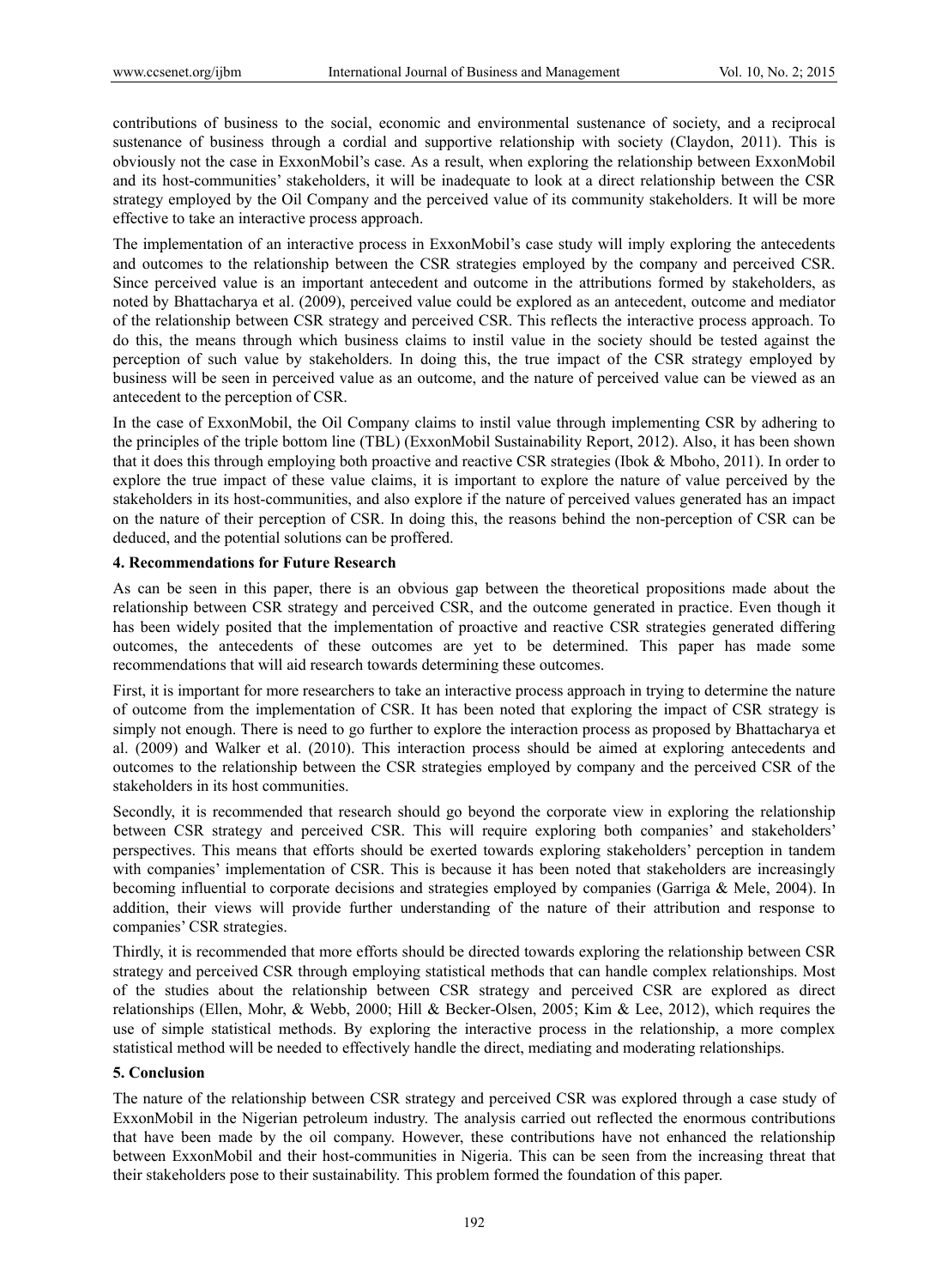contributions of business to the social, economic and environmental sustenance of society, and a reciprocal sustenance of business through a cordial and supportive relationship with society (Claydon, 2011). This is obviously not the case in ExxonMobil's case. As a result, when exploring the relationship between ExxonMobil and its host-communities' stakeholders, it will be inadequate to look at a direct relationship between the CSR strategy employed by the Oil Company and the perceived value of its community stakeholders. It will be more effective to take an interactive process approach.

The implementation of an interactive process in ExxonMobil's case study will imply exploring the antecedents and outcomes to the relationship between the CSR strategies employed by the company and perceived CSR. Since perceived value is an important antecedent and outcome in the attributions formed by stakeholders, as noted by Bhattacharya et al. (2009), perceived value could be explored as an antecedent, outcome and mediator of the relationship between CSR strategy and perceived CSR. This reflects the interactive process approach. To do this, the means through which business claims to instil value in the society should be tested against the perception of such value by stakeholders. In doing this, the true impact of the CSR strategy employed by business will be seen in perceived value as an outcome, and the nature of perceived value can be viewed as an antecedent to the perception of CSR.

In the case of ExxonMobil, the Oil Company claims to instil value through implementing CSR by adhering to the principles of the triple bottom line (TBL) (ExxonMobil Sustainability Report, 2012). Also, it has been shown that it does this through employing both proactive and reactive CSR strategies (Ibok & Mboho, 2011). In order to explore the true impact of these value claims, it is important to explore the nature of value perceived by the stakeholders in its host-communities, and also explore if the nature of perceived values generated has an impact on the nature of their perception of CSR. In doing this, the reasons behind the non-perception of CSR can be deduced, and the potential solutions can be proffered.

## 4. Recommendations for Future Research

As can be seen in this paper, there is an obvious gap between the theoretical propositions made about the relationship between CSR strategy and perceived CSR, and the outcome generated in practice. Even though it has been widely posited that the implementation of proactive and reactive CSR strategies generated differing outcomes, the antecedents of these outcomes are yet to be determined. This paper has made some recommendations that will aid research towards determining these outcomes.

First, it is important for more researchers to take an interactive process approach in trying to determine the nature of outcome from the implementation of CSR. It has been noted that exploring the impact of CSR strategy is simply not enough. There is need to go further to explore the interaction process as proposed by Bhattacharya et al. (2009) and Walker et al. (2010). This interaction process should be aimed at exploring antecedents and outcomes to the relationship between the CSR strategies employed by company and the perceived CSR of the stakeholders in its host communities.

Secondly, it is recommended that research should go beyond the corporate view in exploring the relationship between CSR strategy and perceived CSR. This will require exploring both companies' and stakeholders' perspectives. This means that efforts should be exerted towards exploring stakeholders' perception in tandem with companies' implementation of CSR. This is because it has been noted that stakeholders are increasingly becoming influential to corporate decisions and strategies employed by companies (Garriga & Mele, 2004). In addition, their views will provide further understanding of the nature of their attribution and response to companies' CSR strategies.

Thirdly, it is recommended that more efforts should be directed towards exploring the relationship between CSR strategy and perceived CSR through employing statistical methods that can handle complex relationships. Most of the studies about the relationship between CSR strategy and perceived CSR are explored as direct relationships (Ellen, Mohr, & Webb, 2000; Hill & Becker-Olsen, 2005; Kim & Lee, 2012), which requires the use of simple statistical methods. By exploring the interactive process in the relationship, a more complex statistical method will be needed to effectively handle the direct, mediating and moderating relationships.

## 5. Conclusion

The nature of the relationship between CSR strategy and perceived CSR was explored through a case study of ExxonMobil in the Nigerian petroleum industry. The analysis carried out reflected the enormous contributions that have been made by the oil company. However, these contributions have not enhanced the relationship between ExxonMobil and their host-communities in Nigeria. This can be seen from the increasing threat that their stakeholders pose to their sustainability. This problem formed the foundation of this paper.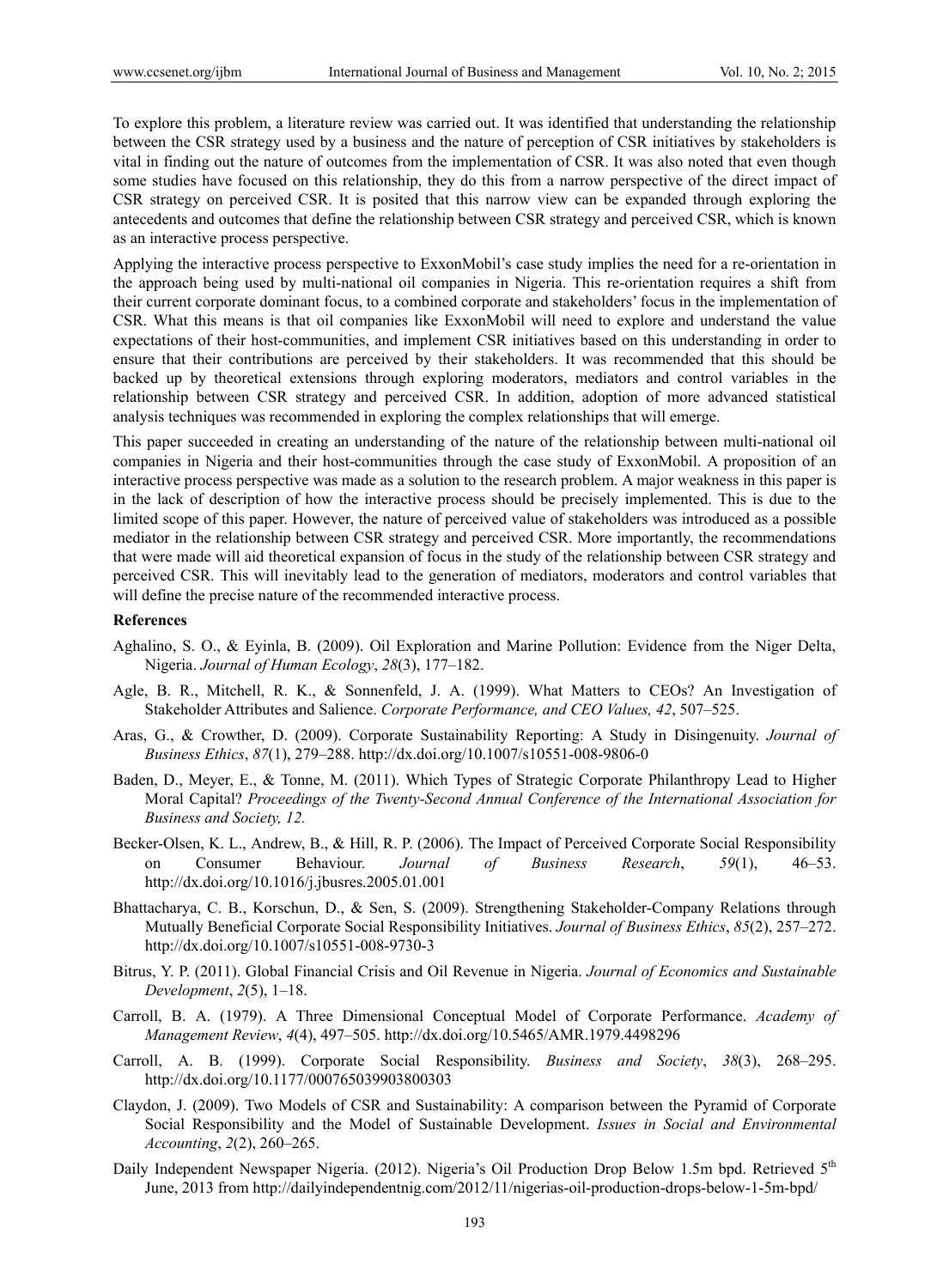To explore this problem, a literature review was carried out. It was identified that understanding the relationship between the CSR strategy used by a business and the nature of perception of CSR initiatives by stakeholders is vital in finding out the nature of outcomes from the implementation of CSR. It was also noted that even though some studies have focused on this relationship, they do this from a narrow perspective of the direct impact of CSR strategy on perceived CSR. It is posited that this narrow view can be expanded through exploring the antecedents and outcomes that define the relationship between CSR strategy and perceived CSR, which is known as an interactive process perspective.

Applying the interactive process perspective to ExxonMobil's case study implies the need for a re-orientation in the approach being used by multi-national oil companies in Nigeria. This re-orientation requires a shift from their current corporate dominant focus, to a combined corporate and stakeholders' focus in the implementation of CSR. What this means is that oil companies like ExxonMobil will need to explore and understand the value expectations of their host-communities, and implement CSR initiatives based on this understanding in order to ensure that their contributions are perceived by their stakeholders. It was recommended that this should be backed up by theoretical extensions through exploring moderators, mediators and control variables in the relationship between CSR strategy and perceived CSR. In addition, adoption of more advanced statistical analysis techniques was recommended in exploring the complex relationships that will emerge.

This paper succeeded in creating an understanding of the nature of the relationship between multi-national oil companies in Nigeria and their host-communities through the case study of ExxonMobil. A proposition of an interactive process perspective was made as a solution to the research problem. A major weakness in this paper is in the lack of description of how the interactive process should be precisely implemented. This is due to the limited scope of this paper. However, the nature of perceived value of stakeholders was introduced as a possible mediator in the relationship between CSR strategy and perceived CSR. More importantly, the recommendations that were made will aid theoretical expansion of focus in the study of the relationship between CSR strategy and perceived CSR. This will inevitably lead to the generation of mediators, moderators and control variables that will define the precise nature of the recommended interactive process.

## References

Aghalino, S. O., & Eyinla, B. (2009). Oil Exploration and Marine Pollution: Evidence from the Niger Delta, Nigeria. *Journal of Human Ecology*, *28*(3), 177–182.

Agle, B. R., Mitchell, R. K., & Sonnenfeld, J. A. (1999). What Matters to CEOs? An Investigation of Stakeholder Attributes and Salience. *Corporate Performance, and CEO Values, 42*, 507–525.

Aras, G., & Crowther, D. (2009). Corporate Sustainability Reporting: A Study in Disingenuity. *Journal of Business Ethics*, *87*(1), 279–288. http://dx.doi.org/10.1007/s10551-008-9806-0

Baden, D., Meyer, E., & Tonne, M. (2011). Which Types of Strategic Corporate Philanthropy Lead to Higher Moral Capital? *Proceedings of the Twenty-Second Annual Conference of the International Association for Business and Society, 12.*

Becker-Olsen, K. L., Andrew, B., & Hill, R. P. (2006). The Impact of Perceived Corporate Social Responsibility on Consumer Behaviour. *Journal of Business Research*, *59*(1), 46–53. http://dx.doi.org/10.1016/j.jbusres.2005.01.001

Bhattacharya, C. B., Korschun, D., & Sen, S. (2009). Strengthening Stakeholder-Company Relations through Mutually Beneficial Corporate Social Responsibility Initiatives. *Journal of Business Ethics*, *85*(2), 257–272. http://dx.doi.org/10.1007/s10551-008-9730-3

Bitrus, Y. P. (2011). Global Financial Crisis and Oil Revenue in Nigeria. *Journal of Economics and Sustainable Development*, *2*(5), 1–18.

Carroll, B. A. (1979). A Three Dimensional Conceptual Model of Corporate Performance. *Academy of Management Review*, *4*(4), 497–505. http://dx.doi.org/10.5465/AMR.1979.4498296

Carroll, A. B. (1999). Corporate Social Responsibility. *Business and Society*, *38*(3), 268–295. http://dx.doi.org/10.1177/000765039903800303

Claydon, J. (2009). Two Models of CSR and Sustainability: A comparison between the Pyramid of Corporate Social Responsibility and the Model of Sustainable Development. *Issues in Social and Environmental Accounting*, *2*(2), 260–265.

Daily Independent Newspaper Nigeria. (2012). Nigeria's Oil Production Drop Below 1.5m bpd. Retrieved 5th June, 2013 from http://dailyindependentnig.com/2012/11/nigerias-oil-production-drops-below-1-5m-bpd/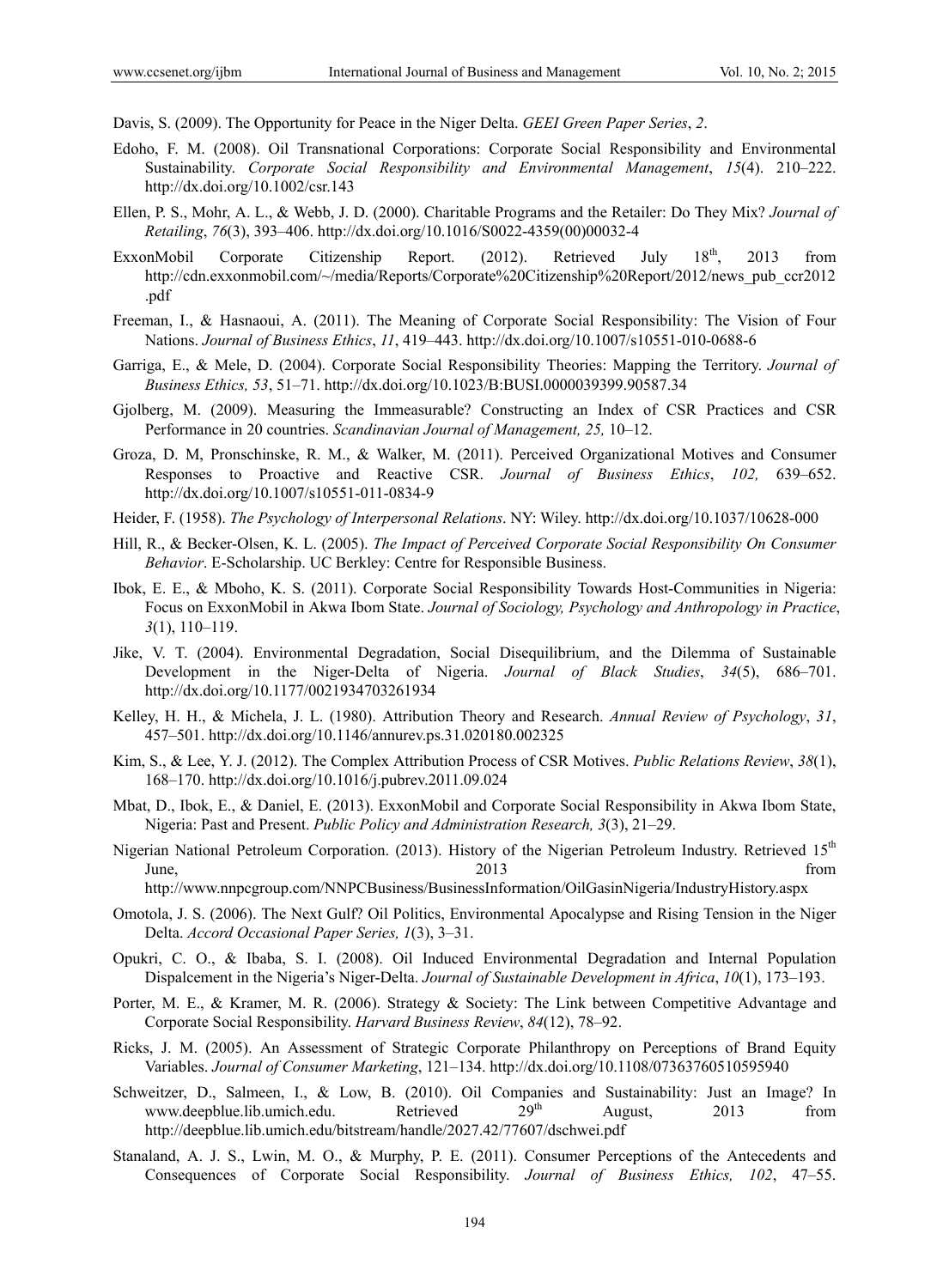Davis, S. (2009). The Opportunity for Peace in the Niger Delta. *GEEI Green Paper Series*, *2*.

Edoho, F. M. (2008). Oil Transnational Corporations: Corporate Social Responsibility and Environmental Sustainability. *Corporate Social Responsibility and Environmental Management*, *15*(4). 210–222. http://dx.doi.org/10.1002/csr.143

Ellen, P. S., Mohr, A. L., & Webb, J. D. (2000). Charitable Programs and the Retailer: Do They Mix? *Journal of Retailing*, *76*(3), 393–406. http://dx.doi.org/10.1016/S0022-4359(00)00032-4

ExxonMobil Corporate Citizenship Report. (2012). Retrieved July 18th, 2013 from http://cdn.exxonmobil.com/~/media/Reports/Corporate%20Citizenship%20Report/2012/news_pub_ccr2012.pdf

Freeman, I., & Hasnaoui, A. (2011). The Meaning of Corporate Social Responsibility: The Vision of Four Nations. *Journal of Business Ethics*, *11*, 419–443. http://dx.doi.org/10.1007/s10551-010-0688-6

Garriga, E., & Mele, D. (2004). Corporate Social Responsibility Theories: Mapping the Territory. *Journal of Business Ethics, 53*, 51–71. http://dx.doi.org/10.1023/B:BUSI.0000039399.90587.34

Gjolberg, M. (2009). Measuring the Immeasurable? Constructing an Index of CSR Practices and CSR Performance in 20 countries. *Scandinavian Journal of Management, 25,* 10–12.

Groza, D. M, Pronschinske, R. M., & Walker, M. (2011). Perceived Organizational Motives and Consumer Responses to Proactive and Reactive CSR. *Journal of Business Ethics*, *102,* 639–652. http://dx.doi.org/10.1007/s10551-011-0834-9

Heider, F. (1958). *The Psychology of Interpersonal Relations*. NY: Wiley. http://dx.doi.org/10.1037/10628-000

Hill, R., & Becker-Olsen, K. L. (2005). *The Impact of Perceived Corporate Social Responsibility On Consumer Behavior*. E-Scholarship. UC Berkley: Centre for Responsible Business.

Ibok, E. E., & Mboho, K. S. (2011). Corporate Social Responsibility Towards Host-Communities in Nigeria: Focus on ExxonMobil in Akwa Ibom State. *Journal of Sociology, Psychology and Anthropology in Practice*, *3*(1), 110–119.

Jike, V. T. (2004). Environmental Degradation, Social Disequilibrium, and the Dilemma of Sustainable Development in the Niger-Delta of Nigeria. *Journal of Black Studies*, *34*(5), 686–701. http://dx.doi.org/10.1177/0021934703261934

Kelley, H. H., & Michela, J. L. (1980). Attribution Theory and Research. *Annual Review of Psychology*, *31*, 457–501. http://dx.doi.org/10.1146/annurev.ps.31.020180.002325

Kim, S., & Lee, Y. J. (2012). The Complex Attribution Process of CSR Motives. *Public Relations Review*, *38*(1), 168–170. http://dx.doi.org/10.1016/j.pubrev.2011.09.024

Mbat, D., Ibok, E., & Daniel, E. (2013). ExxonMobil and Corporate Social Responsibility in Akwa Ibom State, Nigeria: Past and Present. *Public Policy and Administration Research, 3*(3), 21–29.

Nigerian National Petroleum Corporation. (2013). History of the Nigerian Petroleum Industry. Retrieved 15th June, 2013 from http://www.nnpcgroup.com/NNPCBusiness/BusinessInformation/OilGasinNigeria/IndustryHistory.aspx

Omotola, J. S. (2006). The Next Gulf? Oil Politics, Environmental Apocalypse and Rising Tension in the Niger Delta. *Accord Occasional Paper Series, 1*(3), 3–31.

Opukri, C. O., & Ibaba, S. I. (2008). Oil Induced Environmental Degradation and Internal Population Dispalcement in the Nigeria's Niger-Delta. *Journal of Sustainable Development in Africa*, *10*(1), 173–193.

Porter, M. E., & Kramer, M. R. (2006). Strategy & Society: The Link between Competitive Advantage and Corporate Social Responsibility. *Harvard Business Review*, *84*(12), 78–92.

Ricks, J. M. (2005). An Assessment of Strategic Corporate Philanthropy on Perceptions of Brand Equity Variables. *Journal of Consumer Marketing*, 121–134. http://dx.doi.org/10.1108/07363760510595940

Schweitzer, D., Salmeen, I., & Low, B. (2010). Oil Companies and Sustainability: Just an Image? In www.deepblue.lib.umich.edu. Retrieved 29th August, 2013 from http://deepblue.lib.umich.edu/bitstream/handle/2027.42/77607/dschwei.pdf

Stanaland, A. J. S., Lwin, M. O., & Murphy, P. E. (2011). Consumer Perceptions of the Antecedents and Consequences of Corporate Social Responsibility. *Journal of Business Ethics, 102*, 47–55.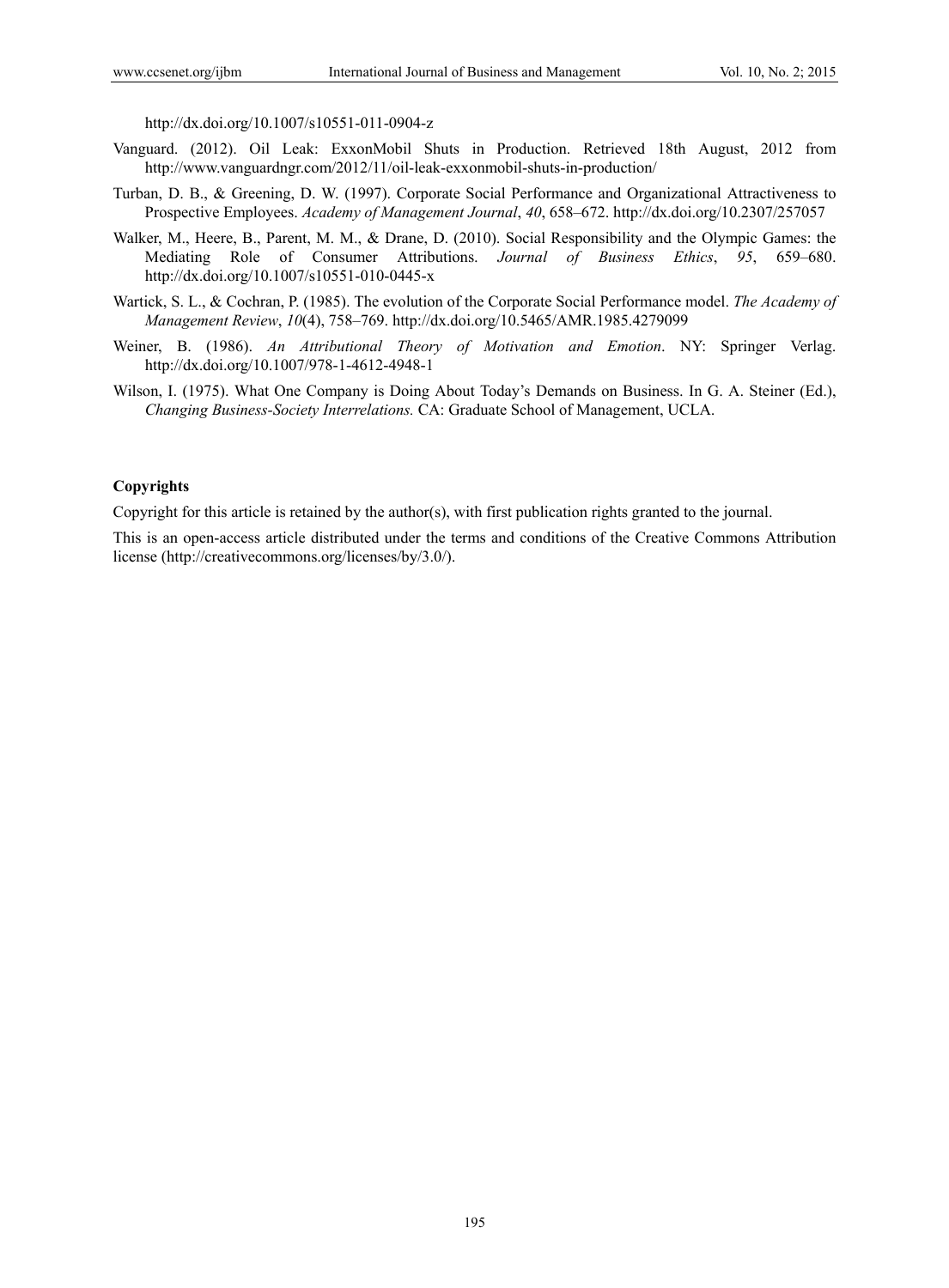http://dx.doi.org/10.1007/s10551-011-0904-z

Vanguard. (2012). Oil Leak: ExxonMobil Shuts in Production. Retrieved 18th August, 2012 from http://www.vanguardngr.com/2012/11/oil-leak-exxonmobil-shuts-in-production/

Turban, D. B., & Greening, D. W. (1997). Corporate Social Performance and Organizational Attractiveness to Prospective Employees. *Academy of Management Journal*, *40*, 658–672. http://dx.doi.org/10.2307/257057

Walker, M., Heere, B., Parent, M. M., & Drane, D. (2010). Social Responsibility and the Olympic Games: the Mediating Role of Consumer Attributions. *Journal of Business Ethics*, *95*, 659–680. http://dx.doi.org/10.1007/s10551-010-0445-x

Wartick, S. L., & Cochran, P. (1985). The evolution of the Corporate Social Performance model. *The Academy of Management Review*, *10*(4), 758–769. http://dx.doi.org/10.5465/AMR.1985.4279099

Weiner, B. (1986). *An Attributional Theory of Motivation and Emotion*. NY: Springer Verlag. http://dx.doi.org/10.1007/978-1-4612-4948-1

Wilson, I. (1975). What One Company is Doing About Today's Demands on Business. In G. A. Steiner (Ed.), *Changing Business-Society Interrelations.* CA: Graduate School of Management, UCLA.

**Copyrights**

Copyright for this article is retained by the author(s), with first publication rights granted to the journal.

This is an open-access article distributed under the terms and conditions of the Creative Commons Attribution license (http://creativecommons.org/licenses/by/3.0/).